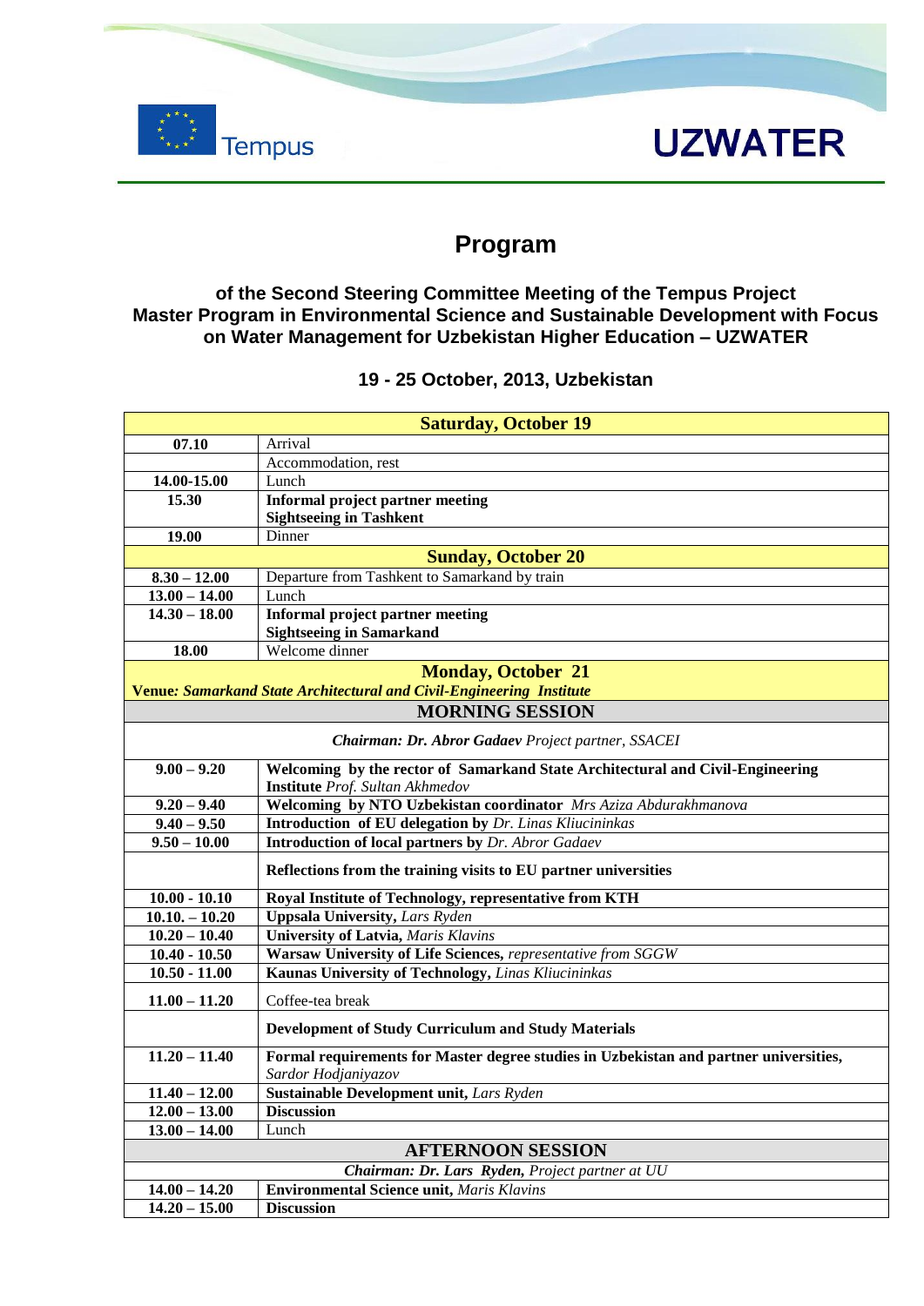Tempus

UZWATER

# Program

### of the Second Steering Committee Meeting of the Tempus Project Master Program in Environmental Science and Sustainable Development with Focus on Water Management for Uzbekistan Higher Education – UZWATER

### 19 - 25 October, 2013, Uzbekistan

| **Saturday, October 19** | |
|---|---|
| **07.10** | Arrival |
| | Accommodation, rest |
| **14.00-15.00** | Lunch |
| **15.30** | **Informal project partner meeting**<br>**Sightseeing in Tashkent** |
| **19.00** | Dinner |
| **Sunday, October 20** | |
| **8.30 – 12.00** | Departure from Tashkent to Samarkand by train |
| **13.00 – 14.00** | Lunch |
| **14.30 – 18.00** | **Informal project partner meeting**<br>**Sightseeing in Samarkand** |
| **18.00** | Welcome dinner |
| **Monday, October 21**<br>**Venue:** ***Samarkand State Architectural and Civil-Engineering Institute*** | |
| **MORNING SESSION** | |
| ***Chairman: Dr. Abror Gadaev*** *Project partner, SSACEI* | |
| **9.00 – 9.20** | **Welcoming by the rector of Samarkand State Architectural and Civil-Engineering Institute** *Prof. Sultan Akhmedov* |
| **9.20 – 9.40** | **Welcoming by NTO Uzbekistan coordinator** *Mrs Aziza Abdurakhmanova* |
| **9.40 – 9.50** | **Introduction of EU delegation by** *Dr. Linas Kliucininkas* |
| **9.50 – 10.00** | **Introduction of local partners by** *Dr. Abror Gadaev* |
| | **Reflections from the training visits to EU partner universities** |
| **10.00 - 10.10** | **Royal Institute of Technology, representative from KTH** |
| **10.10. – 10.20** | **Uppsala University,** *Lars Ryden* |
| **10.20 – 10.40** | **University of Latvia,** *Maris Klavins* |
| **10.40 - 10.50** | **Warsaw University of Life Sciences,** *representative from SGGW* |
| **10.50 - 11.00** | **Kaunas University of Technology,** *Linas Kliucininkas* |
| **11.00 – 11.20** | Coffee-tea break |
| | **Development of Study Curriculum and Study Materials** |
| **11.20 – 11.40** | **Formal requirements for Master degree studies in Uzbekistan and partner universities,** *Sardor Hodjaniyazov* |
| **11.40 – 12.00** | **Sustainable Development unit,** *Lars Ryden* |
| **12.00 – 13.00** | **Discussion** |
| **13.00 – 14.00** | Lunch |
| **AFTERNOON SESSION** | |
| ***Chairman: Dr. Lars Ryden,*** *Project partner at UU* | |
| **14.00 – 14.20** | **Environmental Science unit,** *Maris Klavins* |
| **14.20 – 15.00** | **Discussion** |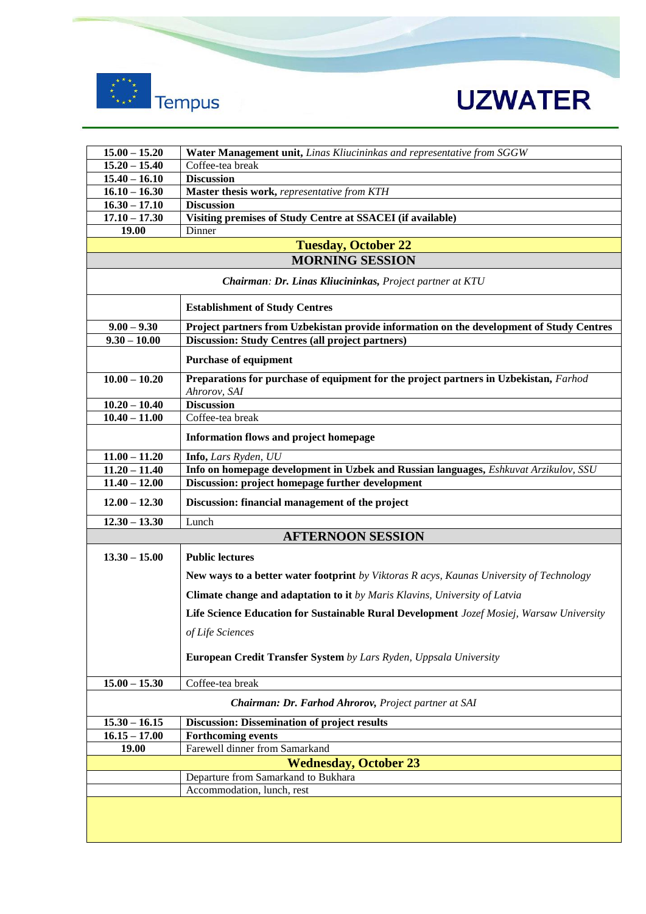| | |
|---|---|
| **15.00 – 15.20** | **Water Management unit,** *Linas Kliucininkas and representative from SGGW* |
| **15.20 – 15.40** | Coffee-tea break |
| **15.40 – 16.10** | **Discussion** |
| **16.10 – 16.30** | **Master thesis work,** *representative from KTH* |
| **16.30 – 17.10** | **Discussion** |
| **17.10 – 17.30** | **Visiting premises of Study Centre at SSACEI (if available)** |
| **19.00** | Dinner |
| **Tuesday, October 22** | |
| **MORNING SESSION** | |
| ***Chairman: Dr. Linas Kliucininkas,*** *Project partner at KTU* | |
| | **Establishment of Study Centres** |
| **9.00 – 9.30** | **Project partners from Uzbekistan provide information on the development of Study Centres** |
| **9.30 – 10.00** | **Discussion: Study Centres (all project partners)** |
| | **Purchase of equipment** |
| **10.00 – 10.20** | **Preparations for purchase of equipment for the project partners in Uzbekistan,** *Farhod Ahrorov, SAI* |
| **10.20 – 10.40** | **Discussion** |
| **10.40 – 11.00** | Coffee-tea break |
| | **Information flows and project homepage** |
| **11.00 – 11.20** | **Info,** *Lars Ryden, UU* |
| **11.20 – 11.40** | **Info on homepage development in Uzbek and Russian languages,** *Eshkuvat Arzikulov, SSU* |
| **11.40 – 12.00** | **Discussion: project homepage further development** |
| **12.00 – 12.30** | **Discussion: financial management of the project** |
| **12.30 – 13.30** | Lunch |
| **AFTERNOON SESSION** | |
| **13.30 – 15.00** | **Public lectures**<br>**New ways to a better water footprint** *by Viktoras R acys, Kaunas University of Technology*<br>**Climate change and adaptation to it** *by Maris Klavins, University of Latvia*<br>**Life Science Education for Sustainable Rural Development** *Jozef Mosiej, Warsaw University of Life Sciences*<br>**European Credit Transfer System** *by Lars Ryden, Uppsala University* |
| **15.00 – 15.30** | Coffee-tea break |
| ***Chairman: Dr. Farhod Ahrorov,*** *Project partner at SAI* | |
| **15.30 – 16.15** | **Discussion: Dissemination of project results** |
| **16.15 – 17.00** | **Forthcoming events** |
| **19.00** | Farewell dinner from Samarkand |
| **Wednesday, October 23** | |
| | Departure from Samarkand to Bukhara |
| | Accommodation, lunch, rest |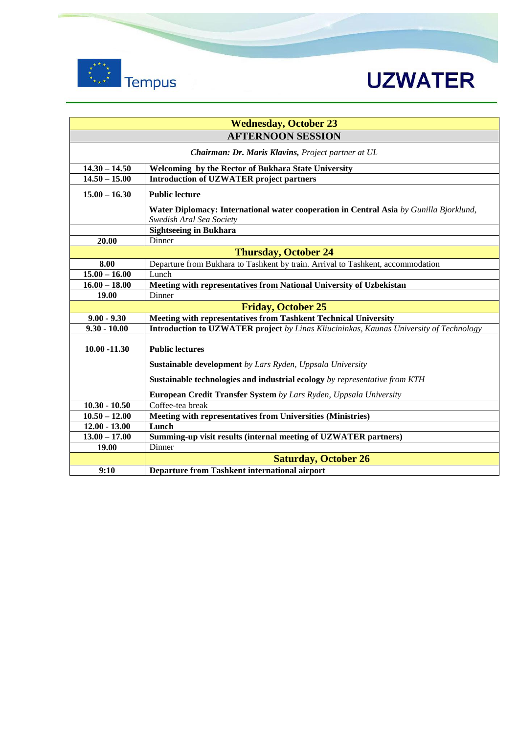Tempus

UZWATER

| | |
|---|---|
| **Wednesday, October 23** | |
| **AFTERNOON SESSION** | |
| ***Chairman: Dr. Maris Klavins,*** *Project partner at UL* | |
| **14.30 – 14.50** | **Welcoming by the Rector of Bukhara State University** |
| **14.50 – 15.00** | **Introduction of UZWATER project partners** |
| **15.00 – 16.30** | **Public lecture**<br>**Water Diplomacy: International water cooperation in Central Asia** *by Gunilla Bjorklund, Swedish Aral Sea Society* |
| | **Sightseeing in Bukhara** |
| **20.00** | Dinner |
| **Thursday, October 24** | |
| **8.00** | Departure from Bukhara to Tashkent by train. Arrival to Tashkent, accommodation |
| **15.00 – 16.00** | Lunch |
| **16.00 – 18.00** | **Meeting with representatives from National University of Uzbekistan** |
| **19.00** | Dinner |
| **Friday, October 25** | |
| **9.00 - 9.30** | **Meeting with representatives from Tashkent Technical University** |
| **9.30 - 10.00** | **Introduction to UZWATER project** *by Linas Kliucininkas, Kaunas University of Technology* |
| **10.00 -11.30** | **Public lectures**<br>**Sustainable development** *by Lars Ryden, Uppsala University*<br>**Sustainable technologies and industrial ecology** *by representative from KTH*<br>**European Credit Transfer System** *by Lars Ryden, Uppsala University* |
| **10.30 - 10.50** | Coffee-tea break |
| **10.50 – 12.00** | **Meeting with representatives from Universities (Ministries)** |
| **12.00 - 13.00** | **Lunch** |
| **13.00 – 17.00** | **Summing-up visit results (internal meeting of UZWATER partners)** |
| **19.00** | Dinner |
| | **Saturday, October 26** |
| **9:10** | **Departure from Tashkent international airport** |